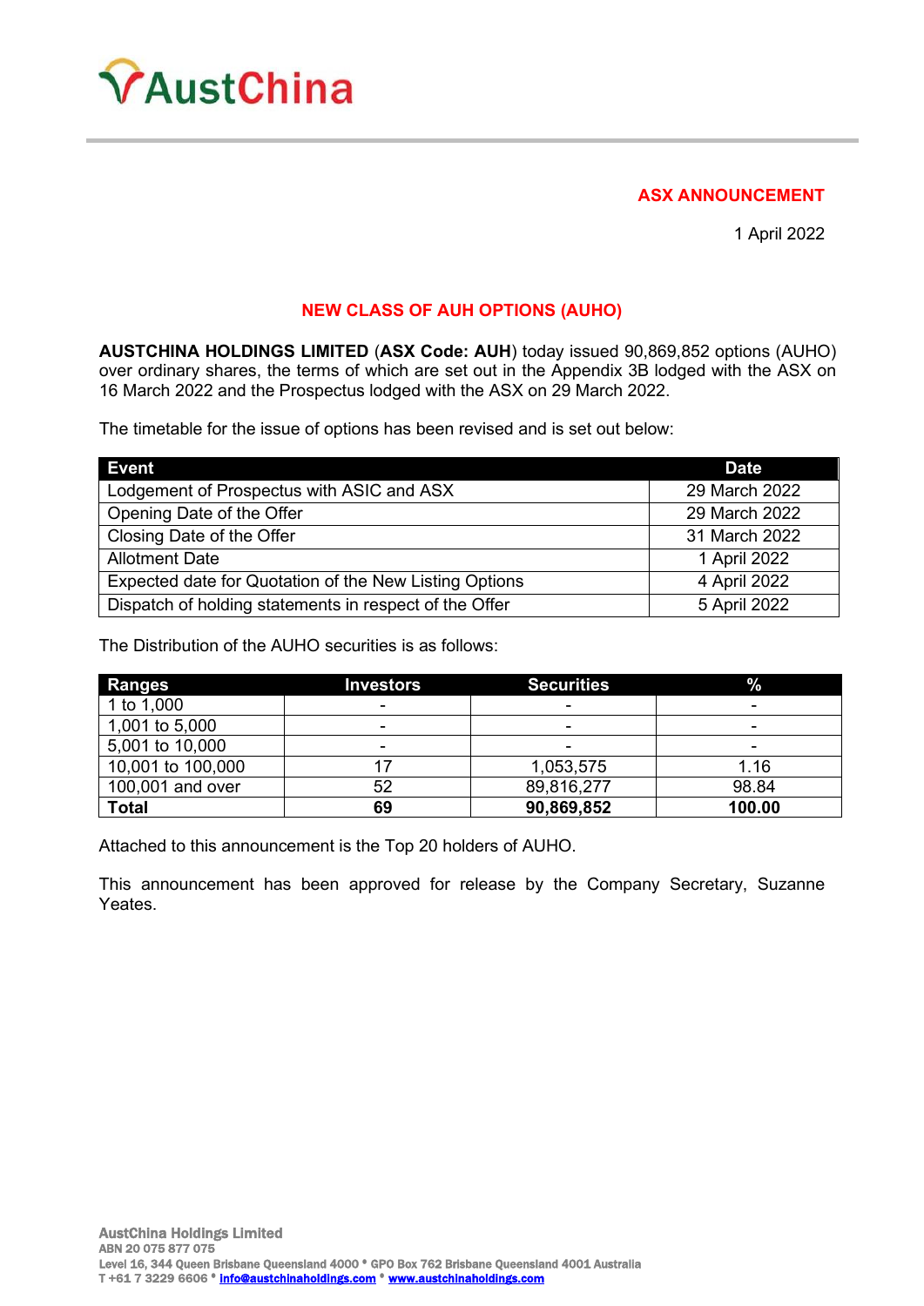AustChina

**ASX ANNOUNCEMENT**

1 April 2022

## NEW CLASS OF AUH OPTIONS (AUHO)

**AUSTCHINA HOLDINGS LIMITED** (**ASX Code: AUH**) today issued 90,869,852 options (AUHO) over ordinary shares, the terms of which are set out in the Appendix 3B lodged with the ASX on 16 March 2022 and the Prospectus lodged with the ASX on 29 March 2022.

The timetable for the issue of options has been revised and is set out below:

| Event | Date |
|---|---|
| Lodgement of Prospectus with ASIC and ASX | 29 March 2022 |
| Opening Date of the Offer | 29 March 2022 |
| Closing Date of the Offer | 31 March 2022 |
| Allotment Date | 1 April 2022 |
| Expected date for Quotation of the New Listing Options | 4 April 2022 |
| Dispatch of holding statements in respect of the Offer | 5 April 2022 |

The Distribution of the AUHO securities is as follows:

| Ranges | Investors | Securities | % |
|---|---|---|---|
| 1 to 1,000 | - | - | - |
| 1,001 to 5,000 | - | - | - |
| 5,001 to 10,000 | - | - | - |
| 10,001 to 100,000 | 17 | 1,053,575 | 1.16 |
| 100,001 and over | 52 | 89,816,277 | 98.84 |
| **Total** | **69** | **90,869,852** | **100.00** |

Attached to this announcement is the Top 20 holders of AUHO.

This announcement has been approved for release by the Company Secretary, Suzanne Yeates.

AustChina Holdings Limited
ABN 20 075 877 075
Level 16, 344 Queen Brisbane Queensland 4000 • GPO Box 762 Brisbane Queensland 4001 Australia
T +61 7 3229 6606 • info@austchinaholdings.com • www.austchinaholdings.com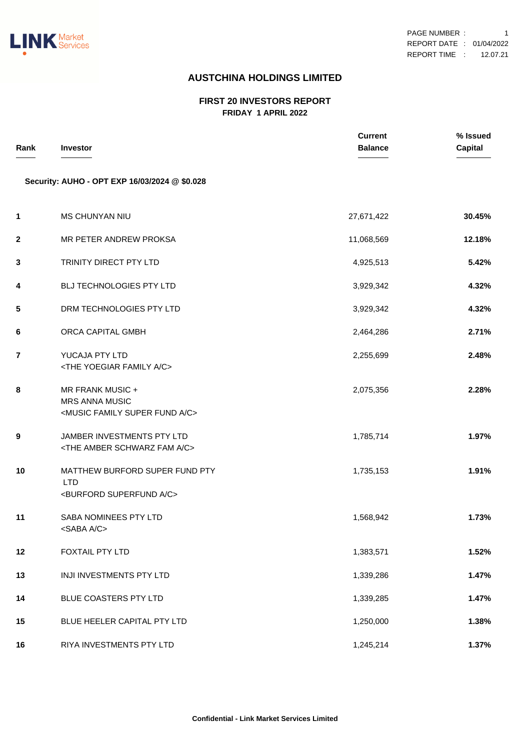# AUSTCHINA HOLDINGS LIMITED

## FIRST 20 INVESTORS REPORT
**FRIDAY 1 APRIL 2022**

**Security: AUHO - OPT EXP 16/03/2024 @ $0.028**

| Rank | Investor | Current Balance | % Issued Capital |
|---|---|---|---|
| 1 | MS CHUNYAN NIU | 27,671,422 | **30.45%** |
| 2 | MR PETER ANDREW PROKSA | 11,068,569 | **12.18%** |
| 3 | TRINITY DIRECT PTY LTD | 4,925,513 | **5.42%** |
| 4 | BLJ TECHNOLOGIES PTY LTD | 3,929,342 | **4.32%** |
| 5 | DRM TECHNOLOGIES PTY LTD | 3,929,342 | **4.32%** |
| 6 | ORCA CAPITAL GMBH | 2,464,286 | **2.71%** |
| 7 | YUCAJA PTY LTD <THE YOEGIAR FAMILY A/C> | 2,255,699 | **2.48%** |
| 8 | MR FRANK MUSIC + MRS ANNA MUSIC <MUSIC FAMILY SUPER FUND A/C> | 2,075,356 | **2.28%** |
| 9 | JAMBER INVESTMENTS PTY LTD <THE AMBER SCHWARZ FAM A/C> | 1,785,714 | **1.97%** |
| 10 | MATTHEW BURFORD SUPER FUND PTY LTD <BURFORD SUPERFUND A/C> | 1,735,153 | **1.91%** |
| 11 | SABA NOMINEES PTY LTD <SABA A/C> | 1,568,942 | **1.73%** |
| 12 | FOXTAIL PTY LTD | 1,383,571 | **1.52%** |
| 13 | INJI INVESTMENTS PTY LTD | 1,339,286 | **1.47%** |
| 14 | BLUE COASTERS PTY LTD | 1,339,285 | **1.47%** |
| 15 | BLUE HEELER CAPITAL PTY LTD | 1,250,000 | **1.38%** |
| 16 | RIYA INVESTMENTS PTY LTD | 1,245,214 | **1.37%** |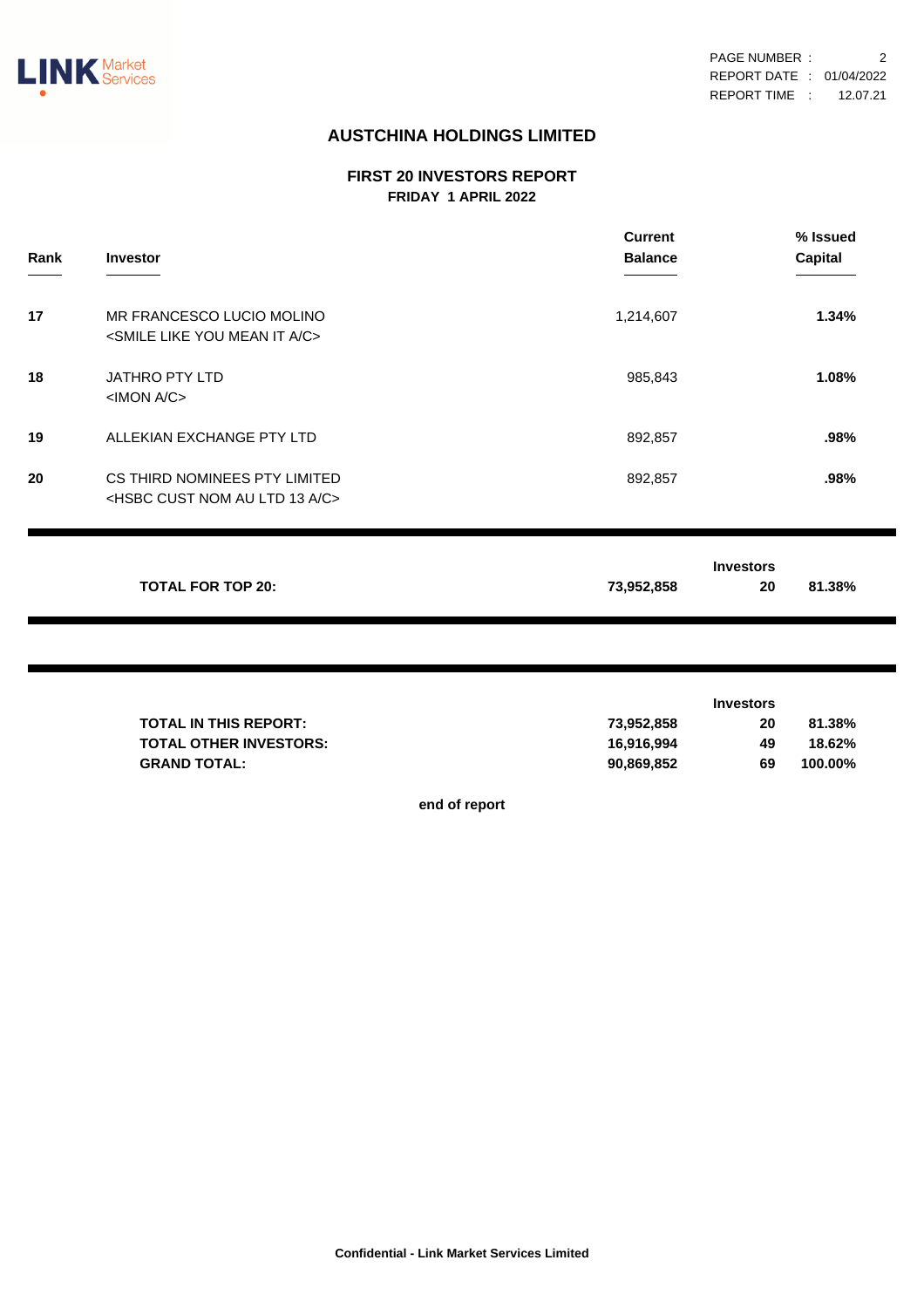# AUSTCHINA HOLDINGS LIMITED

## FIRST 20 INVESTORS REPORT
**FRIDAY 1 APRIL 2022**

| Rank | Investor | Current Balance | | % Issued Capital |
|---|---|---|---|---|
| 17 | MR FRANCESCO LUCIO MOLINO <SMILE LIKE YOU MEAN IT A/C> | 1,214,607 | | **1.34%** |
| 18 | JATHRO PTY LTD <IMON A/C> | 985,843 | | **1.08%** |
| 19 | ALLEKIAN EXCHANGE PTY LTD | 892,857 | | **.98%** |
| 20 | CS THIRD NOMINEES PTY LIMITED <HSBC CUST NOM AU LTD 13 A/C> | 892,857 | | **.98%** |

| | | Investors | |
|---|---|---|---|
| **TOTAL FOR TOP 20:** | **73,952,858** | **20** | **81.38%** |

| | | Investors | |
|---|---|---|---|
| **TOTAL IN THIS REPORT:** | **73,952,858** | **20** | **81.38%** |
| **TOTAL OTHER INVESTORS:** | **16,916,994** | **49** | **18.62%** |
| **GRAND TOTAL:** | **90,869,852** | **69** | **100.00%** |

**end of report**